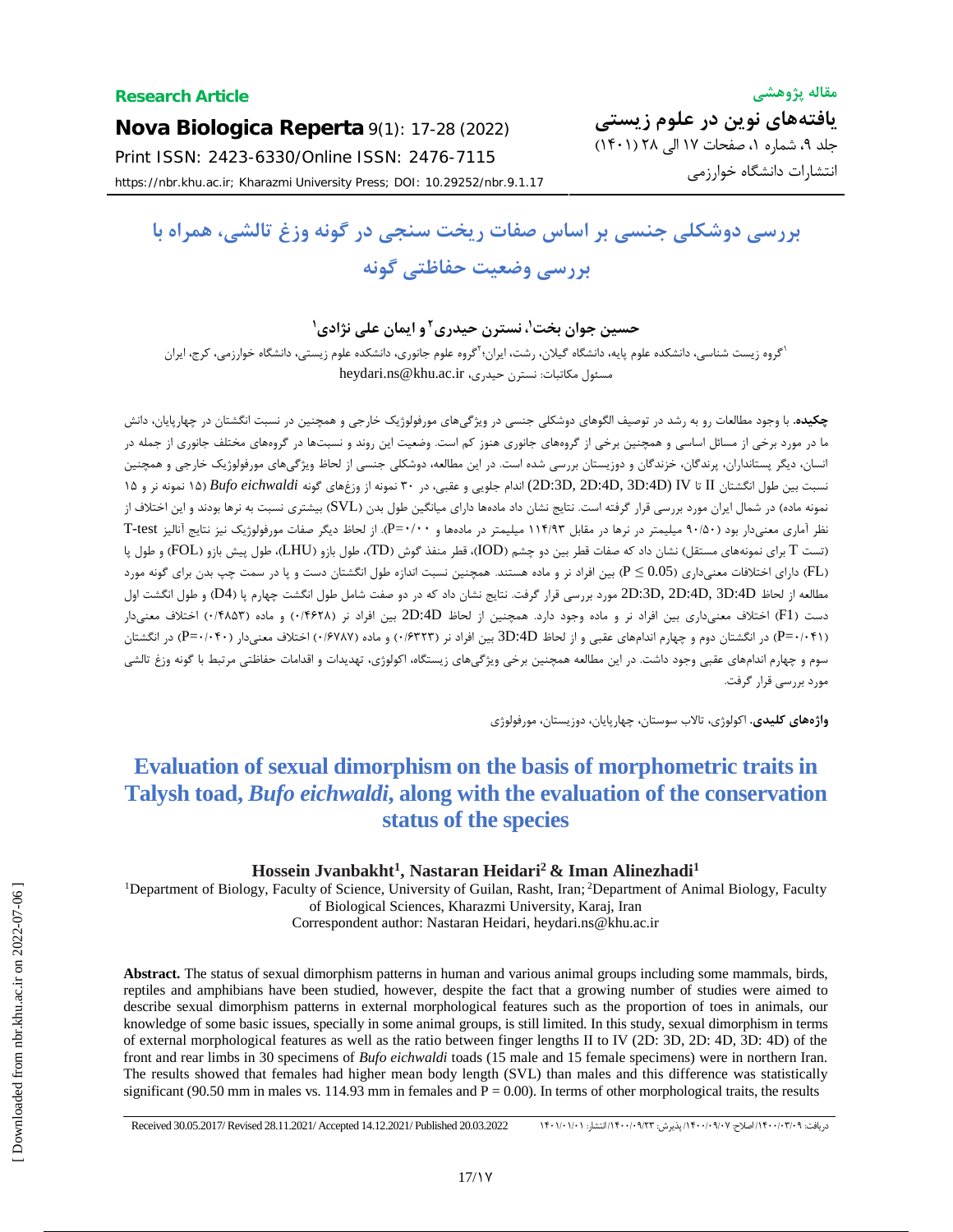**Research Article**

**Nova Biologica Reperta** 9(1): 17-28 (2022)

Print ISSN: 2423-6330/Online ISSN: 2476-7115

https://nbr.khu.ac.ir; Kharazmi University Press; DOI: 10.29252/nbr.9.1.17

**مقاله پژوهشی**

**یافته‌های نوین در علوم زیستی**

جلد ۹، شماره ۱، صفحات ۱۷ الی ۲۸ (۱۴۰۱)

انتشارات دانشگاه خوارزمی

# بررسی دوشکلی جنسی بر اساس صفات ریخت سنجی در گونه وزغ تالشی، همراه با بررسی وضعیت حفاظتی گونه

**حسین جوان بخت[۱]، نسترن حیدری[۲] و ایمان علی نژادی[۱]**

[۱]گروه زیست شناسی، دانشکده علوم پایه، دانشگاه گیلان، رشت، ایران؛[۲]گروه علوم جانوری، دانشکده علوم زیستی، دانشگاه خوارزمی، کرج، ایران

مسئول مکاتبات: نسترن حیدری، heydari.ns@khu.ac.ir

**چکیده**. با وجود مطالعات رو به رشد در توصیف الگوهای دوشکلی جنسی در ویژگی‌های مورفولوژیک خارجی و همچنین در نسبت انگشتان در چهارپایان، دانش ما در مورد برخی از مسائل اساسی و همچنین برخی از گروه‌های جانوری هنوز کم است. وضعیت این روند و نسبت‌ها در گروه‌های مختلف جانوری از جمله در انسان، دیگر پستانداران، پرندگان، خزندگان و دوزیستان بررسی شده است. در این مطالعه، دوشکلی جنسی از لحاظ ویژگی‌های مورفولوژیک خارجی و همچنین نسبت بین طول انگشتان II تا IV (2D:3D, 2D:4D, 3D:4D) اندام جلویی و عقبی، در ۳۰ نمونه از وزغ‌های گونه *Bufo eichwaldi* (۱۵ نمونه نر و ۱۵ نمونه ماده) در شمال ایران مورد بررسی قرار گرفته است. نتایج نشان داد ماده‌ها دارای میانگین طول بدن (SVL) بیشتری نسبت به نرها بودند و این اختلاف از نظر آماری معنی‌دار بود (۹۰/۵۰ میلیمتر در نرها در مقابل ۱۱۴/۹۳ میلیمتر در ماده‌ها و P=۰/۰۰). از لحاظ دیگر صفات مورفولوژیک نیز نتایج آنالیز T-test (تست T برای نمونه‌های مستقل) نشان داد که صفات قطر بین دو چشم (IOD)، قطر منفذ گوش (TD)، طول بازو (LHU)، طول پیش بازو (FOL) و طول پا (FL) دارای اختلافات معنی‌داری ($P \leq 0.05$) بین افراد نر و ماده هستند. همچنین نسبت اندازه طول انگشتان دست و پا در سمت چپ بدن برای گونه مورد مطالعه از لحاظ 2D:3D, 2D:4D, 3D:4D مورد بررسی قرار گرفت. نتایج نشان داد که در دو صفت شامل طول انگشت چهارم پا (D4) و طول انگشت اول دست (F1) اختلاف معنی‌داری بین افراد نر و ماده وجود دارد. همچنین از لحاظ 2D:4D بین افراد نر (۰/۴۶۲۸) و ماده (۰/۴۸۵۳) اختلاف معنی‌دار (P=۰/۰۴۱) در انگشتان دوم و چهارم اندام‌های عقبی و از لحاظ 3D:4D بین افراد نر (۰/۶۳۲۳) و ماده (۰/۶۷۸۷) اختلاف معنی‌دار (P=۰/۰۴۰) در انگشتان سوم و چهارم اندام‌های عقبی وجود داشت. در این مطالعه همچنین برخی ویژگی‌های زیستگاه، اکولوژی، تهدیدات و اقدامات حفاظتی مرتبط با گونه وزغ تالشی مورد بررسی قرار گرفت.

**واژه‌های کلیدی**. اکولوژی، تالاب سوستان، چهارپایان، دوزیستان، مورفولوژی

# Evaluation of sexual dimorphism on the basis of morphometric traits in Talysh toad, *Bufo eichwaldi*, along with the evaluation of the conservation status of the species

**Hossein Jvanbakht[1], Nastaran Heidari[2] & Iman Alinezhadi[1]**

[1]Department of Biology, Faculty of Science, University of Guilan, Rasht, Iran; [2]Department of Animal Biology, Faculty of Biological Sciences, Kharazmi University, Karaj, Iran

Correspondent author: Nastaran Heidari, heydari.ns@khu.ac.ir

**Abstract.** The status of sexual dimorphism patterns in human and various animal groups including some mammals, birds, reptiles and amphibians have been studied, however, despite the fact that a growing number of studies were aimed to describe sexual dimorphism patterns in external morphological features such as the proportion of toes in animals, our knowledge of some basic issues, specially in some animal groups, is still limited. In this study, sexual dimorphism in terms of external morphological features as well as the ratio between finger lengths II to IV (2D: 3D, 2D: 4D, 3D: 4D) of the front and rear limbs in 30 specimens of *Bufo eichwaldi* toads (15 male and 15 female specimens) were in northern Iran. The results showed that females had higher mean body length (SVL) than males and this difference was statistically significant (90.50 mm in males vs. 114.93 mm in females and P = 0.00). In terms of other morphological traits, the results

Received 30.05.2017/ Revised 28.11.2021/ Accepted 14.12.2021/ Published 20.03.2022

دریافت: ۱۴۰۰/۰۳/۰۹/ اصلاح: ۱۴۰۰/۰۹/۰۷/ پذیرش: ۱۴۰۰/۰۹/۲۳/ انتشار: ۱۴۰۱/۰۱/۰۱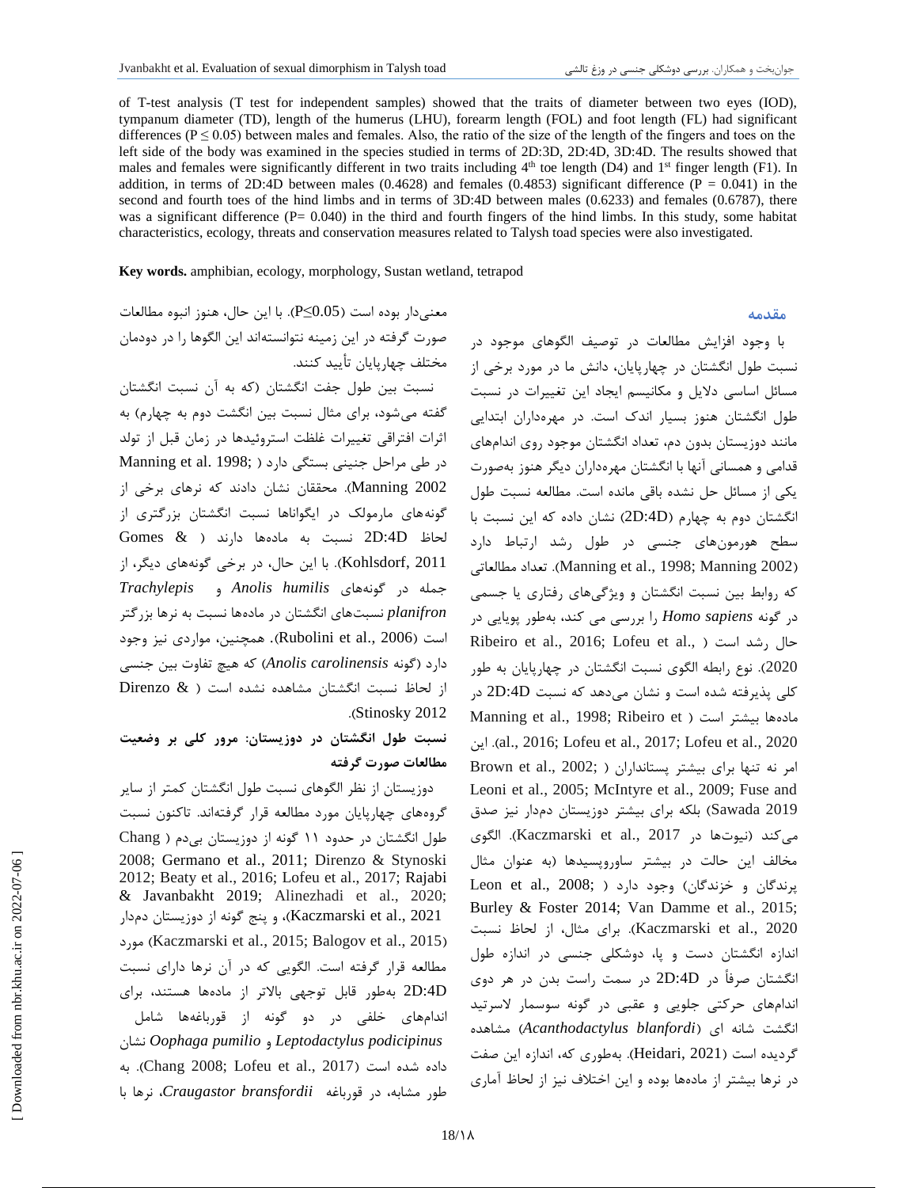of T-test analysis (T test for independent samples) showed that the traits of diameter between two eyes (IOD), tympanum diameter (TD), length of the humerus (LHU), forearm length (FOL) and foot length (FL) had significant differences ($P \leq 0.05$) between males and females. Also, the ratio of the size of the length of the fingers and toes on the left side of the body was examined in the species studied in terms of 2D:3D, 2D:4D, 3D:4D. The results showed that males and females were significantly different in two traits including $4^{th}$ toe length (D4) and $1^{st}$ finger length (F1). In addition, in terms of 2D:4D between males (0.4628) and females (0.4853) significant difference ($P = 0.041$) in the second and fourth toes of the hind limbs and in terms of 3D:4D between males (0.6233) and females (0.6787), there was a significant difference ($P = 0.040$) in the third and fourth fingers of the hind limbs. In this study, some habitat characteristics, ecology, threats and conservation measures related to Talysh toad species were also investigated.

**Key words.** amphibian, ecology, morphology, Sustan wetland, tetrapod

## مقدمه

با وجود افزایش مطالعات در توصیف الگوهای موجود در نسبت طول انگشتان در چهارپایان، دانش ما در مورد برخی از مسائل اساسی دلایل و مکانیسم ایجاد این تغییرات در نسبت طول انگشتان هنوز بسیار اندک است. در مهره‌داران ابتدایی مانند دوزیستان بدون دم، تعداد انگشتان موجود روی اندام‌های قدامی و همسانی آنها با انگشتان مهره‌داران دیگر هنوز به‌صورت یکی از مسائل حل نشده باقی مانده است. مطالعه نسبت طول انگشتان دوم به چهارم (2D:4D) نشان داده که این نسبت با سطح هورمون‌های جنسی در طول رشد ارتباط دارد (Manning et al., 1998; Manning 2002). تعداد مطالعاتی که روابط بین نسبت انگشتان و ویژگی‌های رفتاری یا جسمی در گونه *Homo sapiens* را بررسی می کند، به‌طور پویایی در حال رشد است (Ribeiro et al., 2016; Lofeu et al., 2020). نوع رابطه الگوی نسبت انگشتان در چهارپایان به طور کلی پذیرفته شده است و نشان می‌دهد که نسبت 2D:4D در ماده‌ها بیشتر است (Manning et al., 1998; Ribeiro et al., 2016; Lofeu et al., 2017; Lofeu et al., 2020). این امر نه تنها برای بیشتر پستانداران (Brown et al., 2002; Leoni et al., 2005; McIntyre et al., 2009; Fuse and Sawada 2019) بلکه برای بیشتر دوزیستان دم‌دار نیز صدق می‌کند (نیوت‌ها در Kaczmarski et al., 2017). الگوی مخالف این حالت در بیشتر ساوروپسیدها (به عنوان مثال پرندگان و خزندگان) وجود دارد (Leon et al., 2008; Burley & Foster 2014; Van Damme et al., 2015; Kaczmarski et al., 2020). برای مثال، از لحاظ نسبت اندازه انگشتان دست و پا، دوشکلی جنسی در اندازه طول انگشتان صرفاً در 2D:4D در سمت راست بدن در هر دوی اندام‌های حرکتی جلویی و عقبی در گونه سوسمار لاسرتید انگشت شانه ای (*Acanthodactylus blanfordi*) مشاهده گردیده است (Heidari, 2021). به‌طوری که، اندازه این صفت در نرها بیشتر از ماده‌ها بوده و این اختلاف نیز از لحاظ آماری معنی‌دار بوده است ($P \leq 0.05$). با این حال، هنوز انبوه مطالعات صورت گرفته در این زمینه نتوانسته‌اند این الگوها را در دودمان مختلف چهارپایان تأیید کنند.

نسبت بین طول جفت انگشتان (که به آن نسبت انگشتان گفته می‌شود، برای مثال نسبت بین انگشت دوم به چهارم) به اثرات افتراقی تغییرات غلظت استروئیدها در زمان قبل از تولد در طی مراحل جنینی بستگی دارد (Manning et al. 1998; Manning 2002). محققان نشان دادند که نرهای برخی از گونه‌های مارمولک در ایگواناها نسبت انگشتان بزرگتری از لحاظ 2D:4D نسبت به ماده‌ها دارند (Gomes & Kohlsdorf, 2011). با این حال، در برخی گونه‌های دیگر، از جمله در گونه‌های *Anolis humilis* و *Trachylepis planifron* نسبت‌های انگشتان در ماده‌ها نسبت به نرها بزرگتر است (Rubolini et al., 2006). همچنین، مواردی نیز وجود دارد (گونه *Anolis carolinensis*) که هیچ تفاوت بین جنسی از لحاظ نسبت انگشتان مشاهده نشده است (Direnzo & Stinosky 2012).

### نسبت طول انگشتان در دوزیستان: مرور کلی بر وضعیت مطالعات صورت گرفته

دوزیستان از نظر الگوهای نسبت طول انگشتان کمتر از سایر گروه‌های چهارپایان مورد مطالعه قرار گرفته‌اند. تاکنون نسبت طول انگشتان در حدود ۱۱ گونه از دوزیستان بی‌دم (Chang 2008; Germano et al., 2011; Direnzo & Stynoski 2012; Beaty et al., 2016; Lofeu et al., 2017; Rajabi & Javanbakht 2019; Alinezhadi et al., 2020; Kaczmarski et al., 2021)، و پنج گونه از دوزیستان دم‌دار (Kaczmarski et al., 2015; Balogov et al., 2015) مورد مطالعه قرار گرفته است. الگویی که در آن نرها دارای نسبت 2D:4D به‌طور قابل توجهی بالاتر از ماده‌ها هستند، برای اندام‌های خلفی در دو گونه از قورباغه‌ها شامل *Leptodactylus podicipinus* و *Oophaga pumilio* نشان داده شده است (Chang 2008; Lofeu et al., 2017). به طور مشابه، در قورباغه *Craugastor bransfordii*، نرها با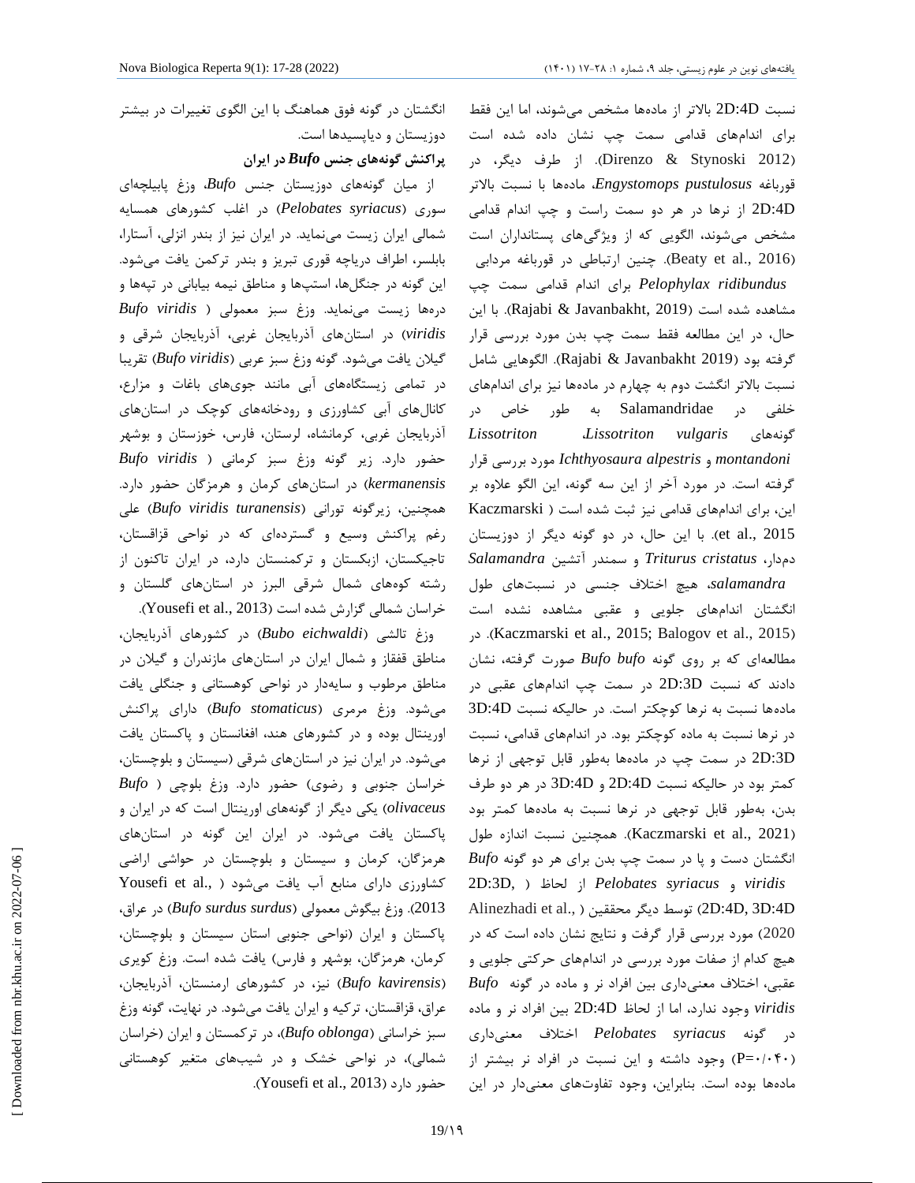نسبت 2D:4D بالاتر از ماده‌ها مشخص می‌شوند، اما این فقط برای اندام‌های قدامی سمت چپ نشان داده شده است (Direnzo & Stynoski 2012). از طرف دیگر، در قورباغه *Engystomops pustulosus*، ماده‌ها با نسبت بالاتر 2D:4D از نرها در هر دو سمت راست و چپ اندام قدامی مشخص می‌شوند، الگویی که از ویژگی‌های پستانداران است (Beaty et al., 2016). چنین ارتباطی در قورباغه مردابی *Pelophylax ridibundus* برای اندام قدامی سمت چپ مشاهده شده است (Rajabi & Javanbakht, 2019). با این حال، در این مطالعه فقط سمت چپ بدن مورد بررسی قرار گرفته بود (Rajabi & Javanbakht 2019). الگوهایی شامل نسبت بالاتر انگشت دوم به چهارم در ماده‌ها نیز برای اندام‌های خلفی در Salamandridae به طور خاص در گونه‌های *Lissotriton vulgaris*، *Lissotriton montandoni* و *Ichthyosaura alpestris* مورد بررسی قرار گرفته است. در مورد آخر از این سه گونه، این الگو علاوه بر این، برای اندام‌های قدامی نیز ثبت شده است (Kaczmarski et al., 2015). با این حال، در دو گونه دیگر از دوزیستان دم‌دار، *Triturus cristatus* و سمندر آتشین *Salamandra salamandra*، هیچ اختلاف جنسی در نسبت‌های طول انگشتان اندام‌های جلویی و عقبی مشاهده نشده است (Kaczmarski et al., 2015; Balogov et al., 2015). در مطالعه‌ای که بر روی گونه *Bufo bufo* صورت گرفته، نشان دادند که نسبت 2D:3D در سمت چپ اندام‌های عقبی در ماده‌ها نسبت به نرها کوچکتر است. در حالیکه نسبت 3D:4D در نرها نسبت به ماده کوچکتر بود. در اندام‌های قدامی، نسبت 2D:3D در سمت چپ در ماده‌ها به‌طور قابل توجهی از نرها کمتر بود در حالیکه نسبت 2D:4D و 3D:4D در هر دو طرف بدن، به‌طور قابل توجهی در نرها نسبت به ماده‌ها کمتر بود (Kaczmarski et al., 2021). همچنین نسبت اندازه طول انگشتان دست و پا در سمت چپ بدن برای هر دو گونه *Bufo viridis* و *Pelobates syriacus* از لحاظ (2D:3D, 2D:4D, 3D:4D) توسط دیگر محققین (Alinezhadi et al., 2020) مورد بررسی قرار گرفت و نتایج نشان داده است که در هیچ کدام از صفات مورد بررسی در اندام‌های حرکتی جلویی و عقبی، اختلاف معنی‌داری بین افراد نر و ماده در گونه *Bufo viridis* وجود ندارد، اما از لحاظ 2D:4D بین افراد نر و ماده در گونه *Pelobates syriacus* اختلاف معنی‌داری (P=۰/۰۴۰) وجود داشته و این نسبت در افراد نر بیشتر از ماده‌ها بوده است. بنابراین، وجود تفاوت‌های معنی‌دار در این انگشتان در گونه فوق هماهنگ با این الگوی تغییرات در بیشتر دوزیستان و دیاپسیدها است.

**پراکنش گونه‌های جنس *Bufo* در ایران**

از میان گونه‌های دوزیستان جنس *Bufo*، وزغ پابیلچه‌ای سوری (*Pelobates syriacus*) در اغلب کشورهای همسایه شمالی ایران زیست می‌نماید. در ایران نیز از بندر انزلی، آستارا، بابلسر، اطراف دریاچه قوری تبریز و بندر ترکمن یافت می‌شود. این گونه در جنگل‌ها، استپ‌ها و مناطق نیمه بیابانی در تپه‌ها و دره‌ها زیست می‌نماید. وزغ سبز معمولی (*Bufo viridis viridis*) در استان‌های آذربایجان غربی، آذربایجان شرقی و گیلان یافت می‌شود. گونه وزغ سبز عربی (*Bufo viridis*) تقریبا در تمامی زیستگاه‌های آبی مانند جوی‌های باغات و مزارع، کانال‌های آبی کشاورزی و رودخانه‌های کوچک در استان‌های آذربایجان غربی، کرمانشاه، لرستان، فارس، خوزستان و بوشهر حضور دارد. زیر گونه وزغ سبز کرمانی (*Bufo viridis kermanensis*) در استان‌های کرمان و هرمزگان حضور دارد. همچنین، زیرگونه تورانی (*Bufo viridis turanensis*) علی رغم پراکنش وسیع و گسترده‌ای که در نواحی قزاقستان، تاجیکستان، ازبکستان و ترکمنستان دارد، در ایران تاکنون از رشته کوه‌های شمال شرقی البرز در استان‌های گلستان و خراسان شمالی گزارش شده است (Yousefi et al., 2013).

وزغ تالشی (*Bubo eichwaldi*) در کشورهای آذربایجان، مناطق قفقاز و شمال ایران در استان‌های مازندران و گیلان در مناطق مرطوب و سایه‌دار در نواحی کوهستانی و جنگلی یافت می‌شود. وزغ مرمری (*Bufo stomaticus*) دارای پراکنش اورینتال بوده و در کشورهای هند، افغانستان و پاکستان یافت می‌شود. در ایران نیز در استان‌های شرقی (سیستان و بلوچستان، خراسان جنوبی و رضوی) حضور دارد. وزغ بلوچی (*Bufo olivaceus*) یکی دیگر از گونه‌های اورینتال است که در ایران و پاکستان یافت می‌شود. در ایران این گونه در استان‌های هرمزگان، کرمان و سیستان و بلوچستان در حواشی اراضی کشاورزی دارای منابع آب یافت می‌شود (Yousefi et al., 2013). وزغ بیگوش معمولی (*Bufo surdus surdus*) در عراق، پاکستان و ایران (نواحی جنوبی استان سیستان و بلوچستان، کرمان، هرمزگان، بوشهر و فارس) یافت شده است. وزغ کویری (*Bufo kavirensis*) نیز، در کشورهای ارمنستان، آذربایجان، عراق، قزاقستان، ترکیه و ایران یافت می‌شود. در نهایت، گونه وزغ سبز خراسانی (*Bufo oblonga*)، در ترکمستان و ایران (خراسان شمالی)، در نواحی خشک و در شیب‌های متغیر کوهستانی حضور دارد (Yousefi et al., 2013).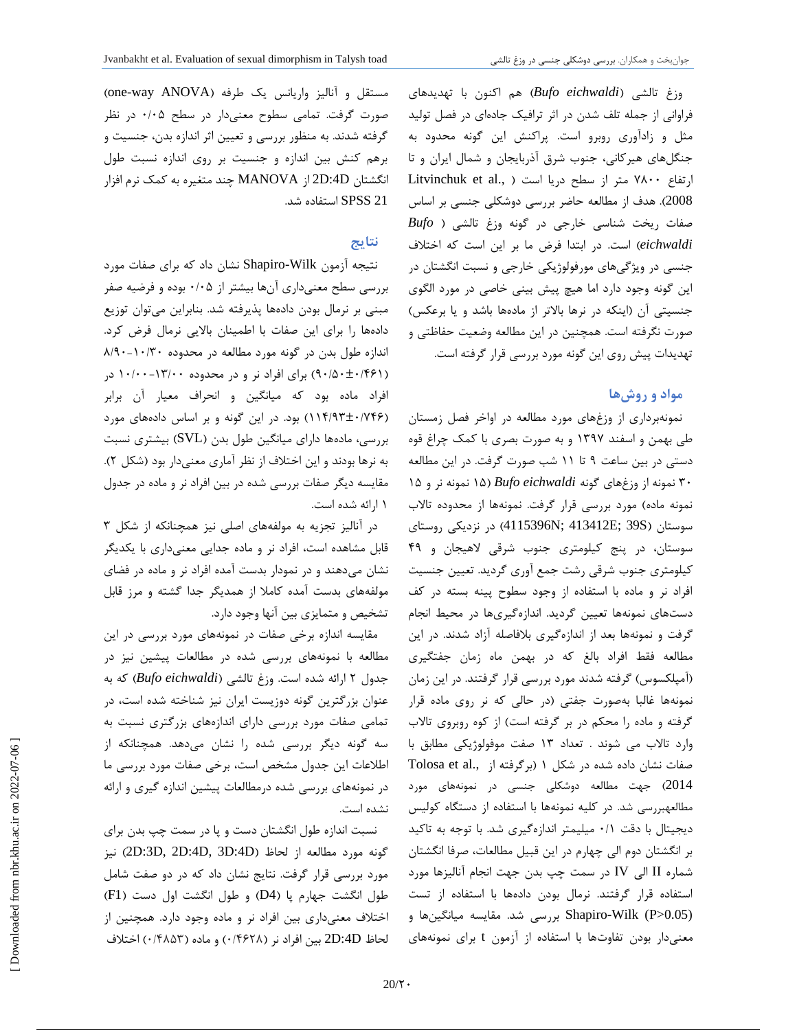وزغ تالشی (*Bufo eichwaldi*) هم اکنون با تهدیدهای فراوانی از جمله تلف شدن در اثر ترافیک جاده‌ای در فصل تولید مثل و زادآوری روبرو است. پراکنش این گونه محدود به جنگل‌های هیرکانی، جنوب شرق آذربایجان و شمال ایران و تا ارتفاع ۷۸۰۰ متر از سطح دریا است (Litvinchuk et al., 2008). هدف از مطالعه حاضر بررسی دوشکلی جنسی بر اساس صفات ریخت شناسی خارجی در گونه وزغ تالشی (*Bufo eichwaldi*) است. در ابتدا فرض ما بر این است که اختلاف جنسی در ویژگی‌های مورفولوژیکی خارجی و نسبت انگشتان در این گونه وجود دارد اما هیچ پیش بینی خاصی در مورد الگوی جنسیتی آن (اینکه در نرها بالاتر از ماده‌ها باشد و یا برعکس) صورت نگرفته است. همچنین در این مطالعه وضعیت حفاظتی و تهدیدات پیش روی این گونه مورد بررسی قرار گرفته است.

## مواد و روش‌ها

نمونه‌برداری از وزغ‌های مورد مطالعه در اواخر فصل زمستان طی بهمن و اسفند ۱۳۹۷ و به صورت بصری با کمک چراغ قوه دستی در بین ساعت ۹ تا ۱۱ شب صورت گرفت. در این مطالعه ۳۰ نمونه از وزغ‌های گونه *Bufo eichwaldi* (۱۵ نمونه نر و ۱۵ نمونه ماده) مورد بررسی قرار گرفت. نمونه‌ها از محدوده تالاب سوستان (4115396N; 413412E; 39S) در نزدیکی روستای سوستان، در پنج کیلومتری جنوب شرقی لاهیجان و ۴۹ کیلومتری جنوب شرقی رشت جمع آوری گردید. تعیین جنسیت افراد نر و ماده با استفاده از وجود سطوح پینه بسته در کف دست‌های نمونه‌ها تعیین گردید. اندازه‌گیری‌ها در محیط انجام گرفت و نمونه‌ها بعد از اندازه‌گیری بلافاصله آزاد شدند. در این مطالعه فقط افراد بالغ که در بهمن ماه زمان جفتگیری (آمپلکسوس) گرفته شدند مورد بررسی قرار گرفتند. در این زمان نمونه‌ها غالبا به‌صورت جفتی (در حالی که نر روی ماده قرار گرفته و ماده را محکم در بر گرفته است) از کوه روبروی تالاب وارد تالاب می شوند . تعداد ۱۳ صفت موفولوژیکی مطابق با صفات نشان داده شده در شکل ۱ (برگرفته از Tolosa et al., 2014) جهت مطالعه دوشکلی جنسی در نمونه‌های مورد مطالعه‌بررسی شد. در کلیه نمونه‌ها با استفاده از دستگاه کولیس دیجیتال با دقت ۰/۱ میلیمتر اندازه‌گیری شد. با توجه به تاکید بر انگشتان دوم الی چهارم در این قبیل مطالعات، صرفا انگشتان شماره II الی IV در سمت چپ بدن جهت انجام آنالیزها مورد استفاده قرار گرفتند. نرمال بودن داده‌ها با استفاده از تست Shapiro-Wilk ($P>0.05$) بررسی شد. مقایسه میانگین‌ها و معنی‌دار بودن تفاوت‌ها با استفاده از آزمون t برای نمونه‌های مستقل و آنالیز واریانس یک طرفه (one-way ANOVA) صورت گرفت. تمامی سطوح معنی‌دار در سطح ۰/۰۵ در نظر گرفته شدند. به منظور بررسی و تعیین اثر اندازه بدن، جنسیت و برهم کنش بین اندازه و جنسیت بر روی اندازه نسبت طول انگشتان 2D:4D از MANOVA چند متغیره به کمک نرم افزار SPSS 21 استفاده شد.

## نتایج

نتیجه آزمون Shapiro-Wilk نشان داد که برای صفات مورد بررسی سطح معنی‌داری آن‌ها بیشتر از ۰/۰۵ بوده و فرضیه صفر مبنی بر نرمال بودن داده‌ها پذیرفته شد. بنابراین می‌توان توزیع داده‌ها را برای این صفات با اطمینان بالایی نرمال فرض کرد. اندازه طول بدن در گونه مورد مطالعه در محدوده ۸/۹۰-۱۰/۳۰ (۹۰/۵۰±۰/۴۶۱) برای افراد نر و در محدوده ۱۰/۰۰-۱۳/۰۰ در افراد ماده بود که میانگین و انحراف معیار آن برابر (۱۱۴/۹۳±۰/۷۴۶) بود. در این گونه و بر اساس داده‌های مورد بررسی، ماده‌ها دارای میانگین طول بدن (SVL) بیشتری نسبت به نرها بودند و این اختلاف از نظر آماری معنی‌دار بود (شکل ۲). مقایسه دیگر صفات بررسی شده در بین افراد نر و ماده در جدول ۱ ارائه شده است.

در آنالیز تجزیه به مولفه‌های اصلی نیز همچنانکه از شکل ۳ قابل مشاهده است، افراد نر و ماده جدایی معنی‌داری با یکدیگر نشان می‌دهند و در نمودار بدست آمده افراد نر و ماده در فضای مولفه‌های بدست آمده کاملا از همدیگر جدا گشته و مرز قابل تشخیص و متمایزی بین آنها وجود دارد.

مقایسه اندازه برخی صفات در نمونه‌های مورد بررسی در این مطالعه با نمونه‌های بررسی شده در مطالعات پیشین نیز در جدول ۲ ارائه شده است. وزغ تالشی (*Bufo eichwaldi*) که به عنوان بزرگترین گونه دوزیست ایران نیز شناخته شده است، در تمامی صفات مورد بررسی دارای اندازه‌های بزرگتری نسبت به سه گونه دیگر بررسی شده را نشان می‌دهد. همچنانکه از اطلاعات این جدول مشخص است، برخی صفات مورد بررسی ما در نمونه‌های بررسی شده درمطالعات پیشین اندازه گیری و ارائه نشده است.

نسبت اندازه طول انگشتان دست و پا در سمت چپ بدن برای گونه مورد مطالعه از لحاظ (2D:3D, 2D:4D, 3D:4D) نیز مورد بررسی قرار گرفت. نتایج نشان داد که در دو صفت شامل طول انگشت چهارم پا (D4) و طول انگشت اول دست (F1) اختلاف معنی‌داری بین افراد نر و ماده وجود دارد. همچنین از لحاظ 2D:4D بین افراد نر (۰/۴۶۲۸) و ماده (۰/۴۸۵۳) اختلاف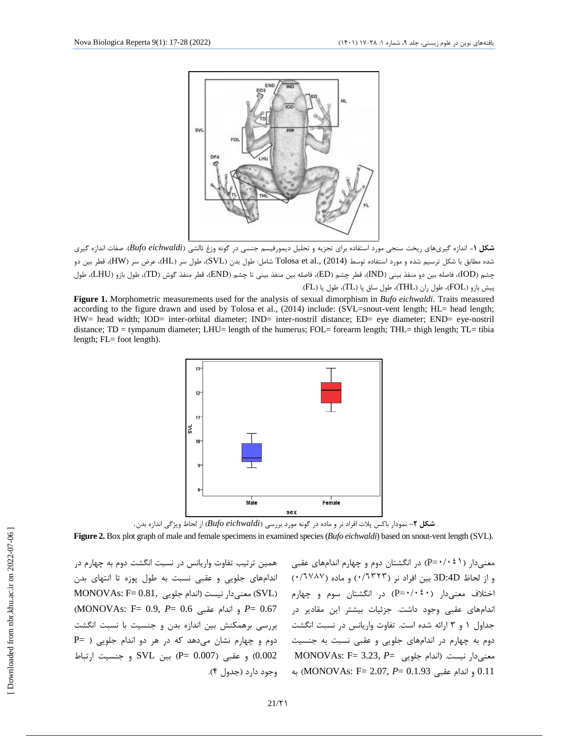**شکل ۱**- اندازه گیری‌های ریخت سنجی مورد استفاده برای تجزیه و تحلیل دیمورفیسم جنسی در گونه وزغ تالشی (*Bufo eichwaldi*). صفات اندازه گیری شده مطابق با شکل ترسیم شده و مورد استفاده توسط Tolosa et al., (2014) شامل: طول بدن (SVL)، طول سر (HL)، عرض سر (HW)، قطر بین دو چشم (IOD)، فاصله بین دو منفذ بینی (IND)، قطر چشم (ED)، فاصله بین منفذ بینی تا چشم (END)، قطر منفذ گوش (TD)، طول بازو (LHU)، طول پیش بازو (FOL)، طول ران (THL)، طول ساق پا (TL)، طول پا (FL).

**Figure 1.** Morphometric measurements used for the analysis of sexual dimorphism in *Bufo eichwaldi*. Traits measured according to the figure drawn and used by Tolosa et al., (2014) include: (SVL=snout-vent length; HL= head length; HW= head width; IOD= inter-orbital diameter; IND= inter-nostril distance; ED= eye diameter; END= eye-nostril distance; TD = tympanum diameter; LHU= length of the humerus; FOL= forearm length; THL= thigh length; TL= tibia length; FL= foot length).

**شکل ۲**- نمودار باکس پلات افراد نر و ماده در گونه مورد بررسی (*Bufo eichwaldi*) از لحاظ ویژگی اندازه بدن.

**Figure 2.** Box plot graph of male and female specimens in examined species (*Bufo eichwaldi*) based on snout-vent length (SVL).

معنی‌دار (P=۰/۰۴۱) در انگشتان دوم و چهارم اندام‌های عقبی و از لحاظ 3D:4D بین افراد نر (۰/۶۳۲۳) و ماده (۰/۶۷۸۷) اختلاف معنی‌دار (P=۰/۰۴۰) در انگشتان سوم و چهارم اندام‌های عقبی وجود داشت. جزئیات بیشتر این مقادیر در جداول ۱ و ۳ ارائه شده است. تفاوت واریانس در نسبت انگشت دوم به چهارم در اندام‌های جلویی و عقبی نسبت به جنسیت معنی‌دار نیست. (اندام جلویی MONOVAs: F= 3.23, *P*= 0.11 و اندام عقبی MONOVAs: F= 2.07, *P*= 0.1.93) به همین ترتیب تفاوت واریانس در نسبت انگشت دوم به چهارم در اندام‌های جلویی و عقبی نسبت به طول پوزه تا انتهای بدن (SVL) معنی‌دار نیست (اندام جلویی MONOVAs: F= 0.81, *P*= 0.67 و اندام عقبی MONOVAs: F= 0.9, *P*= 0.6). بررسی برهمکنش بین اندازه بدن و جنسیت با نسبت انگشت دوم و چهارم نشان می‌دهد که در هر دو اندام جلویی (P= 0.002) و عقبی (P= 0.007) بین SVL و جنسیت ارتباط وجود دارد (جدول ۴).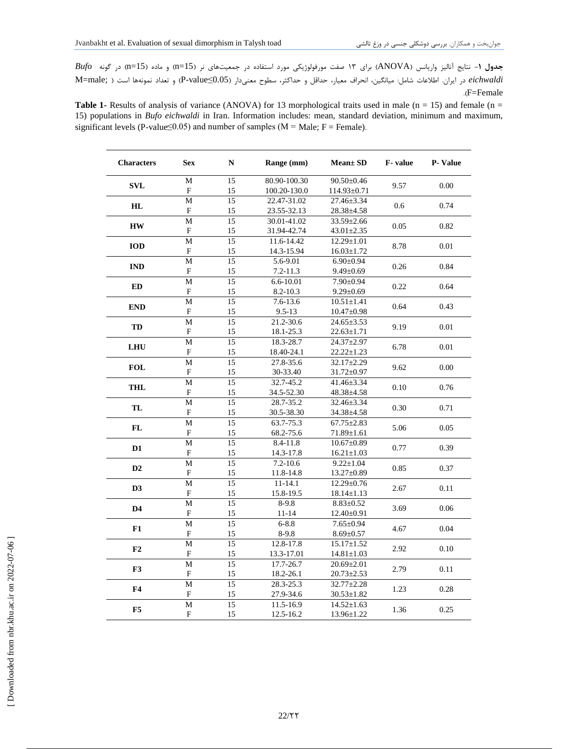**جدول ۱**- نتایج آنالیز واریانس (ANOVA) برای ۱۳ صفت مورفولوژیکی مورد استفاده در جمعیت‌های نر (n=15) و ماده (n=15) در گونه *Bufo eichwaldi* در ایران. اطلاعات شامل: میانگین، انحراف معیار، حداقل و حداکثر، سطوح معنی‌دار (P-value≤0.05) و تعداد نمونه‌ها است ( M=male; F=Female).

**Table 1-** Results of analysis of variance (ANOVA) for 13 morphological traits used in male (n = 15) and female (n = 15) populations in *Bufo eichwaldi* in Iran. Information includes: mean, standard deviation, minimum and maximum, significant levels (P-value≤0.05) and number of samples (M = Male; F = Female).

| Characters | Sex | N | Range (mm) | Mean± SD | F- value | P- Value |
|---|---|---|---|---|---|---|
| **SVL** | M | 15 | 80.90-100.30 | 90.50±0.46 | 9.57 | 0.00 |
| | F | 15 | 100.20-130.0 | 114.93±0.71 | | |
| **HL** | M | 15 | 22.47-31.02 | 27.46±3.34 | 0.6 | 0.74 |
| | F | 15 | 23.55-32.13 | 28.38±4.58 | | |
| **HW** | M | 15 | 30.01-41.02 | 33.59±2.66 | 0.05 | 0.82 |
| | F | 15 | 31.94-42.74 | 43.01±2.35 | | |
| **IOD** | M | 15 | 11.6-14.42 | 12.29±1.01 | 8.78 | 0.01 |
| | F | 15 | 14.3-15.94 | 16.03±1.72 | | |
| **IND** | M | 15 | 5.6-9.01 | 6.90±0.94 | 0.26 | 0.84 |
| | F | 15 | 7.2-11.3 | 9.49±0.69 | | |
| **ED** | M | 15 | 6.6-10.01 | 7.90±0.94 | 0.22 | 0.64 |
| | F | 15 | 8.2-10.3 | 9.29±0.69 | | |
| **END** | M | 15 | 7.6-13.6 | 10.51±1.41 | 0.64 | 0.43 |
| | F | 15 | 9.5-13 | 10.47±0.98 | | |
| **TD** | M | 15 | 21.2-30.6 | 24.65±3.53 | 9.19 | 0.01 |
| | F | 15 | 18.1-25.3 | 22.63±1.71 | | |
| **LHU** | M | 15 | 18.3-28.7 | 24.37±2.97 | 6.78 | 0.01 |
| | F | 15 | 18.40-24.1 | 22.22±1.23 | | |
| **FOL** | M | 15 | 27.8-35.6 | 32.17±2.29 | 9.62 | 0.00 |
| | F | 15 | 30-33.40 | 31.72±0.97 | | |
| **THL** | M | 15 | 32.7-45.2 | 41.46±3.34 | 0.10 | 0.76 |
| | F | 15 | 34.5-52.30 | 48.38±4.58 | | |
| **TL** | M | 15 | 28.7-35.2 | 32.46±3.34 | 0.30 | 0.71 |
| | F | 15 | 30.5-38.30 | 34.38±4.58 | | |
| **FL** | M | 15 | 63.7-75.3 | 67.75±2.83 | 5.06 | 0.05 |
| | F | 15 | 68.2-75.6 | 71.89±1.61 | | |
| **D1** | M | 15 | 8.4-11.8 | 10.67±0.89 | 0.77 | 0.39 |
| | F | 15 | 14.3-17.8 | 16.21±1.03 | | |
| **D2** | M | 15 | 7.2-10.6 | 9.22±1.04 | 0.85 | 0.37 |
| | F | 15 | 11.8-14.8 | 13.27±0.89 | | |
| **D3** | M | 15 | 11-14.1 | 12.29±0.76 | 2.67 | 0.11 |
| | F | 15 | 15.8-19.5 | 18.14±1.13 | | |
| **D4** | M | 15 | 8-9.8 | 8.83±0.52 | 3.69 | 0.06 |
| | F | 15 | 11-14 | 12.40±0.91 | | |
| **F1** | M | 15 | 6-8.8 | 7.65±0.94 | 4.67 | 0.04 |
| | F | 15 | 8-9.8 | 8.69±0.57 | | |
| **F2** | M | 15 | 12.8-17.8 | 15.17±1.52 | 2.92 | 0.10 |
| | F | 15 | 13.3-17.01 | 14.81±1.03 | | |
| **F3** | M | 15 | 17.7-26.7 | 20.69±2.01 | 2.79 | 0.11 |
| | F | 15 | 18.2-26.1 | 20.73±2.53 | | |
| **F4** | M | 15 | 28.3-25.3 | 32.77±2.28 | 1.23 | 0.28 |
| | F | 15 | 27.9-34.6 | 30.53±1.82 | | |
| **F5** | M | 15 | 11.5-16.9 | 14.52±1.63 | 1.36 | 0.25 |
| | F | 15 | 12.5-16.2 | 13.96±1.22 | | |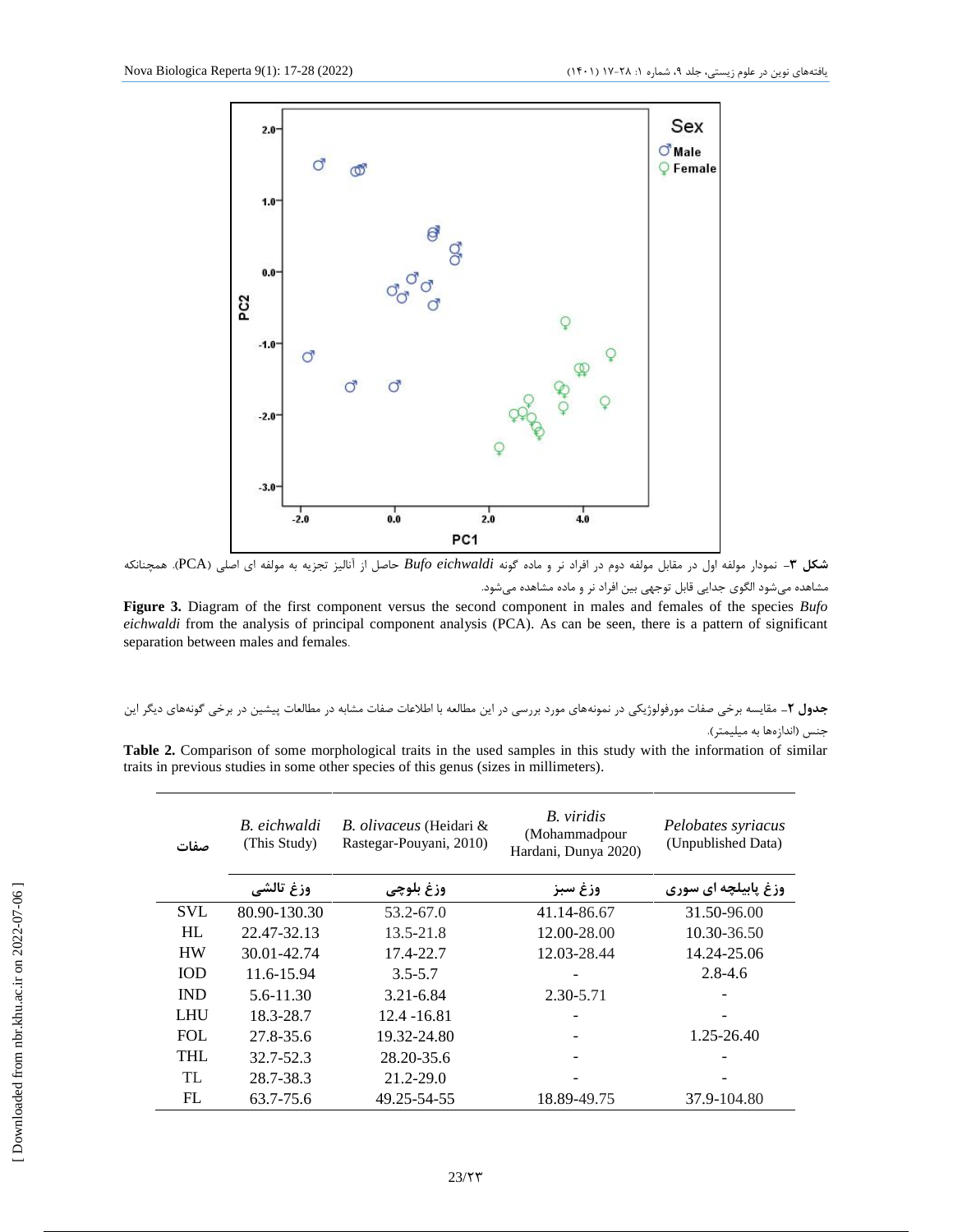شکل ۳- نمودار مولفه اول در مقابل مولفه دوم در افراد نر و ماده گونه *Bufo eichwaldi* حاصل از آنالیز تجزیه به مولفه ای اصلی (PCA). همچنانکه مشاهده می‌شود الگوی جدایی قابل توجهی بین افراد نر و ماده مشاهده می‌شود.

**Figure 3.** Diagram of the first component versus the second component in males and females of the species *Bufo eichwaldi* from the analysis of principal component analysis (PCA). As can be seen, there is a pattern of significant separation between males and females.

**جدول ۲**- مقایسه برخی صفات مورفولوژیکی در نمونه‌های مورد بررسی در این مطالعه با اطلاعات صفات مشابه در مطالعات پیشین در برخی گونه‌های دیگر این جنس (اندازه‌ها به میلیمتر).

**Table 2.** Comparison of some morphological traits in the used samples in this study with the information of similar traits in previous studies in some other species of this genus (sizes in millimeters).

| صفات | *B. eichwaldi* (This Study) | *B. olivaceus* (Heidari & Rastegar-Pouyani, 2010) | *B. viridis* (Mohammadpour Hardani, Dunya 2020) | *Pelobates syriacus* (Unpublished Data) |
|---|---|---|---|---|
| | وزغ تالشی | وزغ بلوچی | وزغ سبز | وزغ پابیلچه ای سوری |
| SVL | 80.90-130.30 | 53.2-67.0 | 41.14-86.67 | 31.50-96.00 |
| HL | 22.47-32.13 | 13.5-21.8 | 12.00-28.00 | 10.30-36.50 |
| HW | 30.01-42.74 | 17.4-22.7 | 12.03-28.44 | 14.24-25.06 |
| IOD | 11.6-15.94 | 3.5-5.7 | - | 2.8-4.6 |
| IND | 5.6-11.30 | 3.21-6.84 | 2.30-5.71 | - |
| LHU | 18.3-28.7 | 12.4 -16.81 | - | - |
| FOL | 27.8-35.6 | 19.32-24.80 | - | 1.25-26.40 |
| THL | 32.7-52.3 | 28.20-35.6 | - | - |
| TL | 28.7-38.3 | 21.2-29.0 | - | - |
| FL | 63.7-75.6 | 49.25-54-55 | 18.89-49.75 | 37.9-104.80 |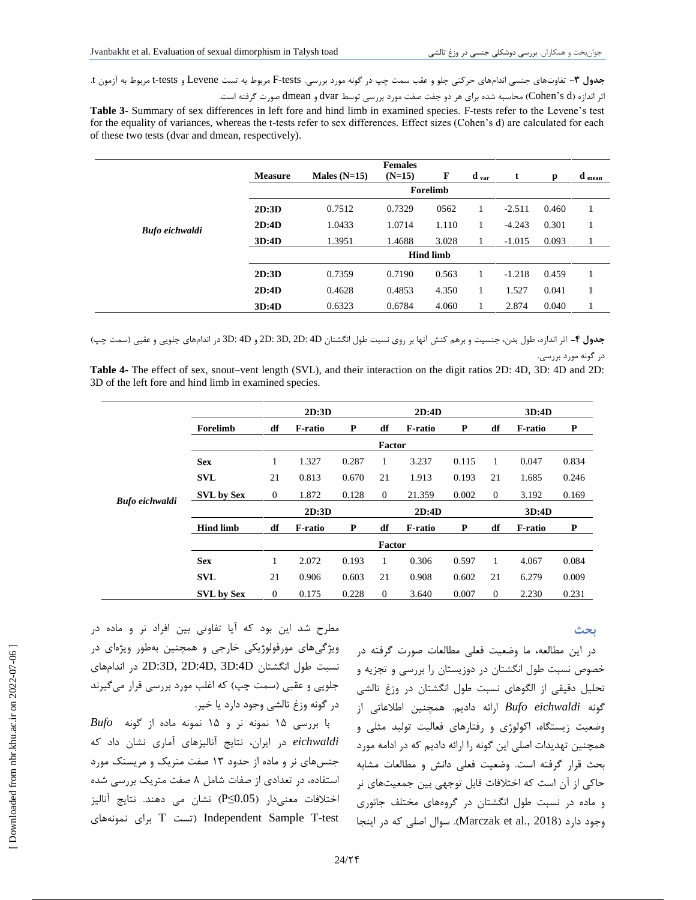**جدول ۳**- تفاوت‌های جنسی اندام‌های حرکتی جلو و عقب سمت چپ در گونه مورد بررسی. F-tests مربوط به تست Levene و t-tests مربوط به آزمون t. اثر اندازه (Cohen's d) محاسبه شده برای هر دو جفت صفت مورد بررسی توسط dvar و dmean صورت گرفته است.

**Table 3-** Summary of sex differences in left fore and hind limb in examined species. F-tests refer to the Levene's test for the equality of variances, whereas the t-tests refer to sex differences. Effect sizes (Cohen's d) are calculated for each of these two tests (dvar and dmean, respectively).

| | Measure | Males (N=15) | Females (N=15) | F | $d_{var}$ | t | p | $d_{mean}$ |
|---|---|---|---|---|---|---|---|---|
| | | | | **Forelimb** | | | | |
| *Bufo eichwaldi* | **2D:3D** | 0.7512 | 0.7329 | 0562 | 1 | -2.511 | 0.460 | 1 |
| | **2D:4D** | 1.0433 | 1.0714 | 1.110 | 1 | -4.243 | 0.301 | 1 |
| | **3D:4D** | 1.3951 | 1.4688 | 3.028 | 1 | -1.015 | 0.093 | 1 |
| | | | | **Hind limb** | | | | |
| | **2D:3D** | 0.7359 | 0.7190 | 0.563 | 1 | -1.218 | 0.459 | 1 |
| | **2D:4D** | 0.4628 | 0.4853 | 4.350 | 1 | 1.527 | 0.041 | 1 |
| | **3D:4D** | 0.6323 | 0.6784 | 4.060 | 1 | 2.874 | 0.040 | 1 |

**جدول ۴**- اثر اندازه، طول بدن، جنسیت و برهم کنش آنها بر روی نسبت طول انگشتان 2D: 3D, 2D: 4D و 3D: 4D در اندام‌های جلویی و عقبی (سمت چپ) در گونه مورد بررسی.

**Table 4-** The effect of sex, snout–vent length (SVL), and their interaction on the digit ratios 2D: 4D, 3D: 4D and 2D: 3D of the left fore and hind limb in examined species.

| | | 2D:3D | | | 2D:4D | | | 3D:4D | | |
|---|---|---|---|---|---|---|---|---|---|---|
| | **Forelimb** | **df** | **F-ratio** | **P** | **df** | **F-ratio** | **P** | **df** | **F-ratio** | **P** |
| | | | | | **Factor** | | | | | |
| *Bufo eichwaldi* | **Sex** | 1 | 1.327 | 0.287 | 1 | 3.237 | 0.115 | 1 | 0.047 | 0.834 |
| | **SVL** | 21 | 0.813 | 0.670 | 21 | 1.913 | 0.193 | 21 | 1.685 | 0.246 |
| | **SVL by Sex** | 0 | 1.872 | 0.128 | 0 | 21.359 | 0.002 | 0 | 3.192 | 0.169 |
| | | **2D:3D** | | | **2D:4D** | | | **3D:4D** | | |
| | **Hind limb** | **df** | **F-ratio** | **P** | **df** | **F-ratio** | **P** | **df** | **F-ratio** | **P** |
| | | | | | **Factor** | | | | | |
| | **Sex** | 1 | 2.072 | 0.193 | 1 | 0.306 | 0.597 | 1 | 4.067 | 0.084 |
| | **SVL** | 21 | 0.906 | 0.603 | 21 | 0.908 | 0.602 | 21 | 6.279 | 0.009 |
| | **SVL by Sex** | 0 | 0.175 | 0.228 | 0 | 3.640 | 0.007 | 0 | 2.230 | 0.231 |

## بحث

در این مطالعه، ما وضعیت فعلی مطالعات صورت گرفته در خصوص نسبت طول انگشتان در دوزیستان را بررسی و تجزیه و تحلیل دقیقی از الگوهای نسبت طول انگشتان در وزغ تالشی گونه *Bufo eichwaldi* ارائه دادیم. همچنین اطلاعاتی از وضعیت زیستگاه، اکولوژی و رفتارهای فعالیت تولید مثلی و همچنین تهدیدات اصلی این گونه را ارائه دادیم که در ادامه مورد بحث قرار گرفته است. وضعیت فعلی دانش و مطالعات مشابه حاکی از آن است که اختلافات قابل توجهی بین جمعیت‌های نر و ماده در نسبت طول انگشتان در گروه‌های مختلف جانوری وجود دارد (Marczak et al., 2018). سوال اصلی که در اینجا مطرح شد این بود که آیا تفاوتی بین افراد نر و ماده در ویژگی‌های مورفولوژیکی خارجی و همچنین به‌طور ویژه‌ای در نسبت طول انگشتان 2D:3D, 2D:4D, 3D:4D در اندام‌های جلویی و عقبی (سمت چپ) که اغلب مورد بررسی قرار می‌گیرند در گونه وزغ تالشی وجود دارد یا خیر.

با بررسی ۱۵ نمونه نر و ۱۵ نمونه ماده از گونه *Bufo eichwaldi* در ایران، نتایج آنالیزهای آماری نشان داد که جنس‌های نر و ماده از حدود ۱۳ صفت متریک و مریستک مورد استفاده، در تعدادی از صفات شامل ۸ صفت متریک بررسی شده اختلافات معنی‌دار ($P \leq 0.05$) نشان می دهند. نتایج آنالیز Independent Sample T-test (تست T برای نمونه‌های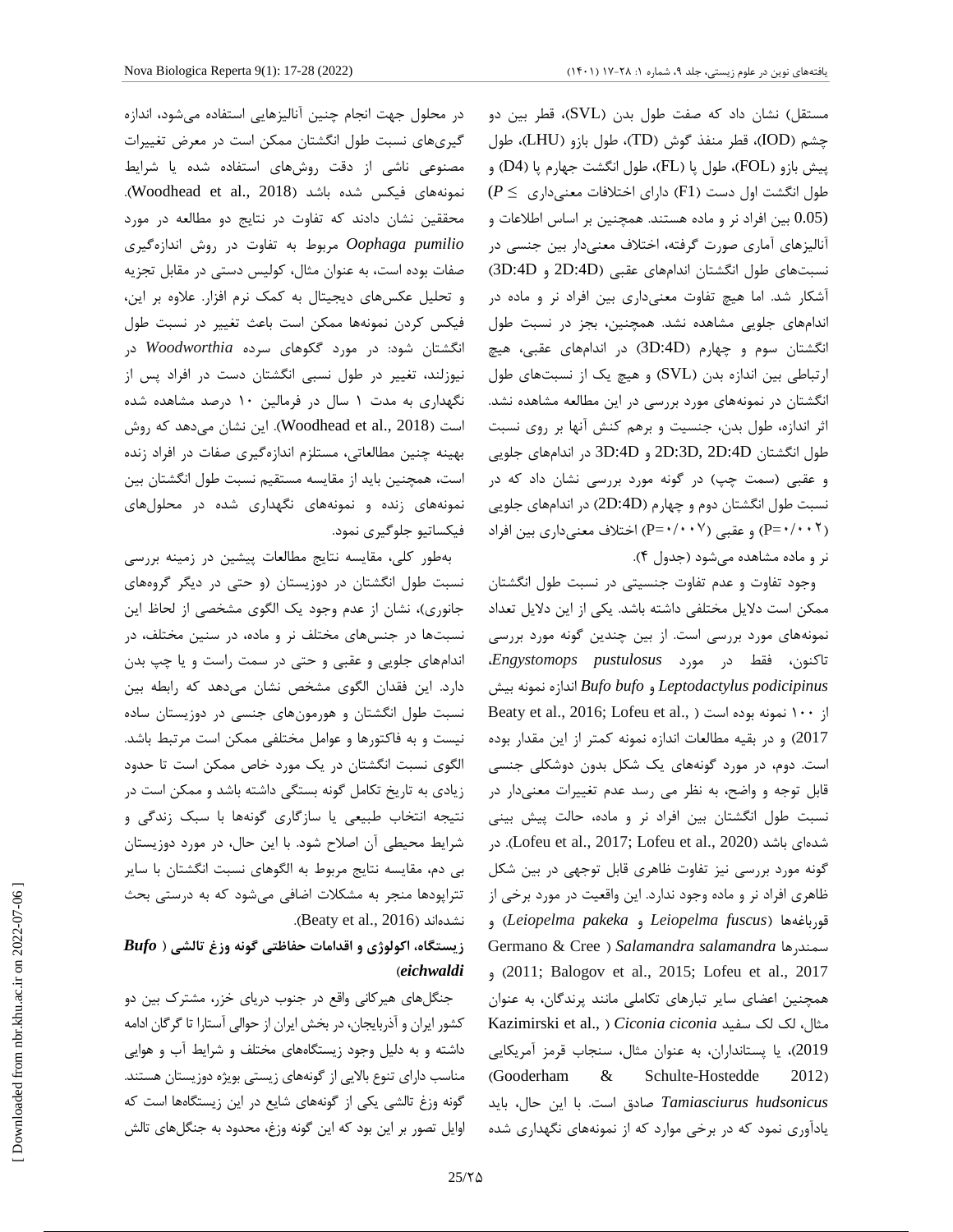مستقل) نشان داد که صفت طول بدن (SVL)، قطر بین دو چشم (IOD)، قطر منفذ گوش (TD)، طول بازو (LHU)، طول پیش بازو (FOL)، طول پا (FL)، طول انگشت چهارم پا (D4) و طول انگشت اول دست (F1) دارای اختلافات معنی‌داری ($P \leq 0.05$) بین افراد نر و ماده هستند. همچنین بر اساس اطلاعات و آنالیزهای آماری صورت گرفته، اختلاف معنی‌دار بین جنسی در نسبت‌های طول انگشتان اندام‌های عقبی (2D:4D و 3D:4D) آشکار شد. اما هیچ تفاوت معنی‌داری بین افراد نر و ماده در اندام‌های جلویی مشاهده نشد. همچنین، بجز در نسبت طول انگشتان سوم و چهارم (3D:4D) در اندام‌های عقبی، هیچ ارتباطی بین اندازه بدن (SVL) و هیچ یک از نسبت‌های طول انگشتان در نمونه‌های مورد بررسی در این مطالعه مشاهده نشد. اثر اندازه، طول بدن، جنسیت و برهم کنش آنها بر روی نسبت طول انگشتان 2D:3D, 2D:4D و 3D:4D در اندام‌های جلویی و عقبی (سمت چپ) در گونه مورد بررسی نشان داد که در نسبت طول انگشتان دوم و چهارم (2D:4D) در اندام‌های جلویی (P=۰/۰۰۲) و عقبی (P=۰/۰۰۷) اختلاف معنی‌داری بین افراد نر و ماده مشاهده می‌شود (جدول ۴).

وجود تفاوت و عدم تفاوت جنسیتی در نسبت طول انگشتان ممکن است دلایل مختلفی داشته باشد. یکی از این دلایل تعداد نمونه‌های مورد بررسی است. از بین چندین گونه مورد بررسی تاکنون، فقط در مورد *Engystomops pustulosus*، *Leptodactylus podicipinus* و *Bufo bufo* اندازه نمونه بیش از ۱۰۰ نمونه بوده است (Beaty et al., 2016; Lofeu et al., 2017) و در بقیه مطالعات اندازه نمونه کمتر از این مقدار بوده است. دوم، در مورد گونه‌های یک شکل بدون دوشکلی جنسی قابل توجه و واضح، به نظر می رسد عدم تغییرات معنی‌دار در نسبت طول انگشتان بین افراد نر و ماده، حالت پیش بینی شده‌ای باشد (Lofeu et al., 2017; Lofeu et al., 2020). در گونه مورد بررسی نیز تفاوت ظاهری قابل توجهی در بین شکل ظاهری افراد نر و ماده وجود ندارد. این واقعیت در مورد برخی از قورباغه‌ها (*Leiopelma fuscus* و *Leiopelma pakeka*) و سمندرها *Salamandra salamandra* (Germano & Cree 2011; Balogov et al., 2015; Lofeu et al., 2017) و همچنین اعضای سایر تبارهای تکاملی مانند پرندگان، به عنوان مثال، لک لک سفید *Ciconia ciconia* (Kazimirski et al., 2019)، یا پستانداران، به عنوان مثال، سنجاب قرمز آمریکایی *Tamiasciurus hudsonicus* (Gooderham & Schulte-Hostedde 2012) صادق است. با این حال، باید یادآوری نمود که در برخی موارد که از نمونه‌های نگهداری شده در محلول جهت انجام چنین آنالیزهایی استفاده می‌شود، اندازه گیری‌های نسبت طول انگشتان ممکن است در معرض تغییرات مصنوعی ناشی از دقت روش‌های استفاده شده یا شرایط نمونه‌های فیکس شده باشد (Woodhead et al., 2018). محققین نشان دادند که تفاوت در نتایج دو مطالعه در مورد *Oophaga pumilio* مربوط به تفاوت در روش اندازه‌گیری صفات بوده است، به عنوان مثال، کولیس دستی در مقابل تجزیه و تحلیل عکس‌های دیجیتال به کمک نرم افزار. علاوه بر این، فیکس کردن نمونه‌ها ممکن است باعث تغییر در نسبت طول انگشتان شود: در مورد گکوهای سرده *Woodworthia* در نیوزلند، تغییر در طول نسبی انگشتان دست در افراد پس از نگهداری به مدت ۱ سال در فرمالین ۱۰ درصد مشاهده شده است (Woodhead et al., 2018). این نشان می‌دهد که روش بهینه چنین مطالعاتی، مستلزم اندازه‌گیری صفات در افراد زنده است، همچنین باید از مقایسه مستقیم نسبت طول انگشتان بین نمونه‌های زنده و نمونه‌های نگهداری شده در محلول‌های فیکساتیو جلوگیری نمود.

به‌طور کلی، مقایسه نتایج مطالعات پیشین در زمینه بررسی نسبت طول انگشتان در دوزیستان (و حتی در دیگر گروه‌های جانوری)، نشان از عدم وجود یک الگوی مشخصی از لحاظ این نسبت‌ها در جنس‌های مختلف نر و ماده، در سنین مختلف، در اندام‌های جلویی و عقبی و حتی در سمت راست و یا چپ بدن دارد. این فقدان الگوی مشخص نشان می‌دهد که رابطه بین نسبت طول انگشتان و هورمون‌های جنسی در دوزیستان ساده نیست و به فاکتورها و عوامل مختلفی ممکن است مرتبط باشد. الگوی نسبت انگشتان در یک مورد خاص ممکن است تا حدود زیادی به تاریخ تکامل گونه بستگی داشته باشد و ممکن است در نتیجه انتخاب طبیعی یا سازگاری گونه‌ها با سبک زندگی و شرایط محیطی آن اصلاح شود. با این حال، در مورد دوزیستان بی دم، مقایسه نتایج مربوط به الگوهای نسبت انگشتان با سایر تتراپودها منجر به مشکلات اضافی می‌شود که به درستی بحث نشده‌اند (Beaty et al., 2016).

### زیستگاه، اکولوژی و اقدامات حفاظتی گونه وزغ تالشی (*Bufo eichwaldi*)

جنگل‌های هیرکانی واقع در جنوب دریای خزر، مشترک بین دو کشور ایران و آذربایجان، در بخش ایران از حوالی آستارا تا گرگان ادامه داشته و به دلیل وجود زیستگاه‌های مختلف و شرایط آب و هوایی مناسب دارای تنوع بالایی از گونه‌های زیستی بویژه دوزیستان هستند. گونه وزغ تالشی یکی از گونه‌های شایع در این زیستگاه‌ها است که اوایل تصور بر این بود که این گونه وزغ، محدود به جنگل‌های تالش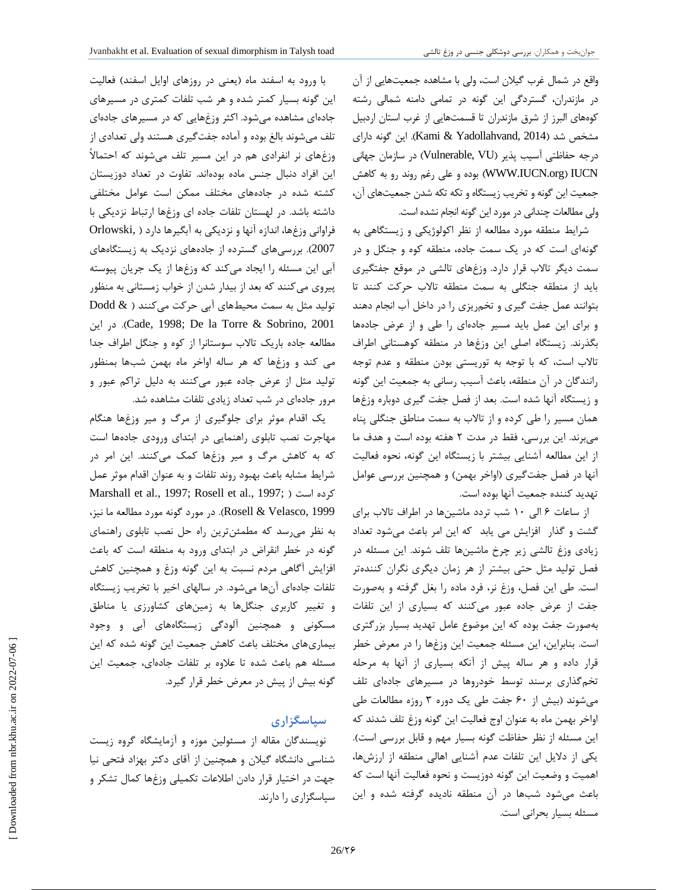واقع در شمال غرب گیلان است، ولی با مشاهده جمعیت‌هایی از آن در مازندران، گستردگی این گونه در تمامی دامنه شمالی رشته کوه‌های البرز از شرق مازندران تا قسمت‌هایی از غرب استان اردبیل مشخص شد (Kami & Yadollahvand, 2014). این گونه دارای درجه حفاظتی آسیب پذیر (Vulnerable, VU) در سازمان جهانی IUCN (WWW.IUCN.org) بوده و علی رغم روند رو به کاهش جمعیت این گونه و تخریب زیستگاه و تکه تکه شدن جمعیت‌های آن، ولی مطالعات چندانی در مورد این گونه انجام نشده است.

شرایط منطقه مورد مطالعه از نظر اکولوژیکی و زیستگاهی به گونه‌ای است که در یک سمت جاده، منطقه کوه و جنگل و در سمت دیگر تالاب قرار دارد. وزغ‌های تالشی در موقع جفتگیری باید از منطقه جنگلی به سمت منطقه تالاب حرکت کنند تا بتوانند عمل جفت گیری و تخم‌ریزی را در داخل آب انجام دهند و برای این عمل باید مسیر جاده‌ای را طی و از عرض جاده‌ها بگذرند. زیستگاه اصلی این وزغ‌ها در منطقه کوهستانی اطراف تالاب است، که با توجه به توریستی بودن منطقه و عدم توجه رانندگان در آن منطقه، باعث آسیب رسانی به جمعیت این گونه و زیستگاه آنها شده است. بعد از فصل جفت گیری دوباره وزغ‌ها همان مسیر را طی کرده و از تالاب به سمت مناطق جنگلی پناه می‌برند. این بررسی، فقط در مدت ۲ هفته بوده است و هدف ما از این مطالعه آشنایی بیشتر با زیستگاه این گونه، نحوه فعالیت آنها در فصل جفت‌گیری (اواخر بهمن) و همچنین بررسی عوامل تهدید کننده جمعیت آنها بوده است.

از ساعات ۶ الی ۱۰ شب تردد ماشین‌ها در اطراف تالاب برای گشت و گذار افزایش می یابد که این امر باعث می‌شود تعداد زیادی وزغ تالشی زیر چرخ ماشین‌ها تلف شوند. این مسئله در فصل تولید مثل حتی بیشتر از هر زمان دیگری نگران کننده‌تر است. طی این فصل، وزغ نر، فرد ماده را بغل گرفته و به‌صورت جفت از عرض جاده عبور می‌کنند که بسیاری از این تلفات به‌صورت جفت بوده که این موضوع عامل تهدید بسیار بزرگتری است. بنابراین، این مسئله جمعیت این وزغ‌ها را در معرض خطر قرار داده و هر ساله پیش از آنکه بسیاری از آنها به مرحله تخم‌گذاری برسند توسط خودروها در مسیرهای جاده‌ای تلف می‌شوند (بیش از ۶۰ جفت طی یک دوره ۳ روزه مطالعات طی اواخر بهمن ماه به عنوان اوج فعالیت این گونه وزغ تلف شدند که این مسئله از نظر حفاظت گونه بسیار مهم و قابل بررسی است). یکی از دلایل این تلفات عدم آشنایی اهالی منطقه از ارزش‌ها، اهمیت و وضعیت این گونه دوزیست و نحوه فعالیت آنها است که باعث می‌شود شب‌ها در آن منطقه نادیده گرفته شده و این مسئله بسیار بحرانی است.

با ورود به اسفند ماه (یعنی در روزهای اوایل اسفند) فعالیت این گونه بسیار کمتر شده و هر شب تلفات کمتری در مسیرهای جاده‌ای مشاهده می‌شود. اکثر وزغ‌هایی که در مسیرهای جاده‌ای تلف می‌شوند بالغ بوده و آماده جفت‌گیری هستند ولی تعدادی از وزغ‌های نر انفرادی هم در این مسیر تلف می‌شوند که احتمالاً این افراد دنبال جنس ماده بوده‌اند. تفاوت در تعداد دوزیستان کشته شده در جاده‌های مختلف ممکن است عوامل مختلفی داشته باشد. در لهستان تلفات جاده ای وزغ‌ها ارتباط نزدیکی با فراوانی وزغ‌ها، اندازه آنها و نزدیکی به آبگیرها دارد (Orlowski, 2007). بررسی‌های گسترده از جاده‌های نزدیک به زیستگاه‌های آبی این مسئله را ایجاد می‌کند که وزغ‌ها از یک جریان پیوسته پیروی می کنند که بعد از بیدار شدن از خواب زمستانی به منظور تولید مثل به سمت محیط‌های آبی حرکت می‌کنند (Dodd & Cade, 1998; De la Torre & Sobrino, 2001). در این مطالعه جاده باریک تالاب سوستانرا از کوه و جنگل اطراف جدا می کند و وزغ‌ها که هر ساله اواخر ماه بهمن شب‌ها بمنظور تولید مثل از عرض جاده عبور می‌کنند به دلیل تراکم عبور و مرور جاده‌ای در شب تعداد زیادی تلفات مشاهده شد.

یک اقدام موثر برای جلوگیری از مرگ و میر وزغ‌ها هنگام مهاجرت نصب تابلوی راهنمایی در ابتدای ورودی جاده‌ها است که به کاهش مرگ و میر وزغ‌ها کمک می‌کنند. این امر در شرایط مشابه باعث بهبود روند تلفات و به عنوان اقدام موثر عمل کرده است (Marshall et al., 1997; Rosell et al., 1997; Rosell & Velasco, 1999). در مورد گونه مورد مطالعه ما نیز، به نظر می‌رسد که مطمئن‌ترین راه حل نصب تابلوی راهنمای گونه در خطر انقراض در ابتدای ورود به منطقه است که باعث افزایش آگاهی مردم نسبت به این گونه وزغ و همچنین کاهش تلفات جاده‌ای آن‌ها می‌شود. در سالهای اخیر با تخریب زیستگاه و تغییر کاربری جنگل‌ها به زمین‌های کشاورزی یا مناطق مسکونی و همچنین آلودگی زیستگاه‌های آبی و وجود بیماری‌های مختلف باعث کاهش جمعیت این گونه شده که این مسئله هم باعث شده تا علاوه بر تلفات جاده‌ای، جمعیت این گونه بیش از پیش در معرض خطر قرار گیرد.

## سپاسگزاری

نویسندگان مقاله از مسئولین موزه و آزمایشگاه گروه زیست شناسی دانشگاه گیلان و همچنین از آقای دکتر بهزاد فتحی نیا جهت در اختیار قرار دادن اطلاعات تکمیلی وزغ‌ها کمال تشکر و سپاسگزاری را دارند.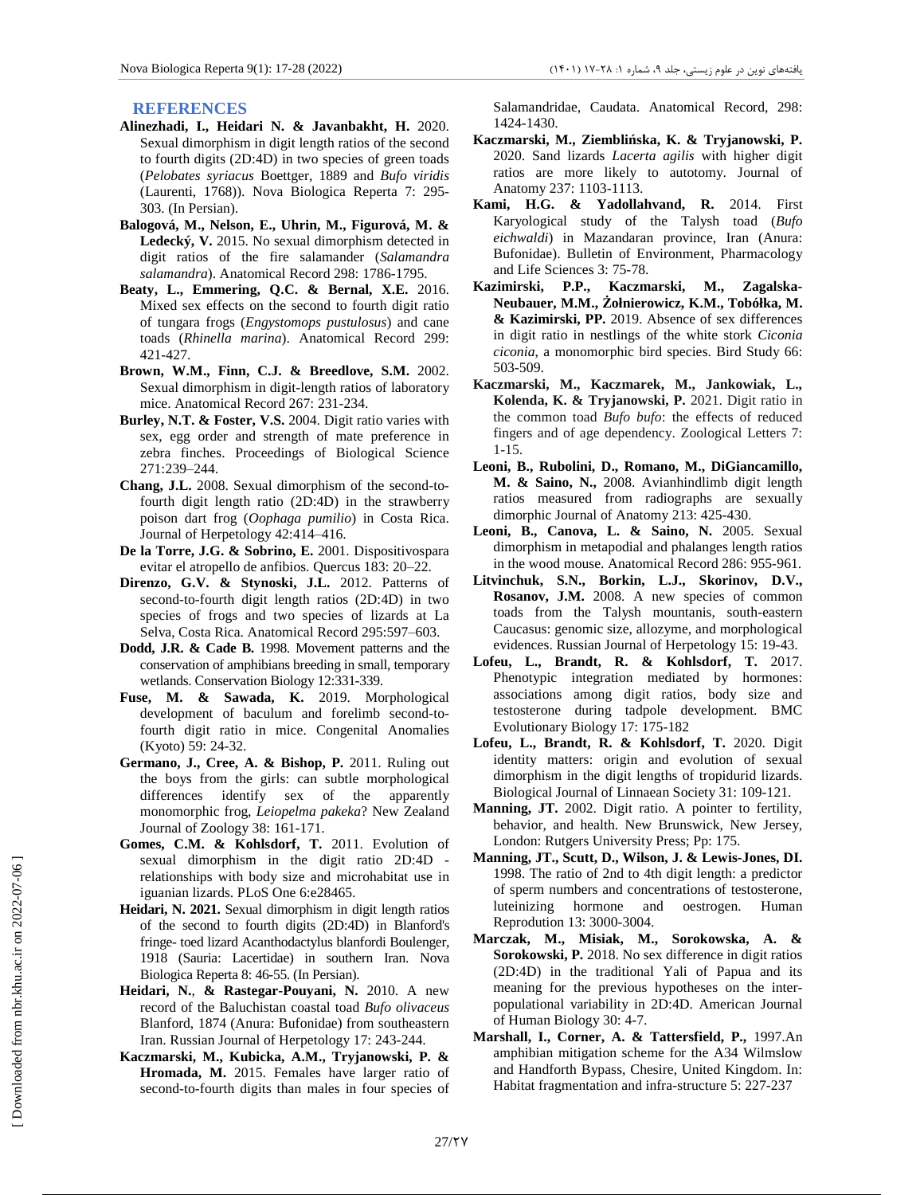## REFERENCES

**Alinezhadi, I., Heidari N. & Javanbakht, H.** 2020. Sexual dimorphism in digit length ratios of the second to fourth digits (2D:4D) in two species of green toads (*Pelobates syriacus* Boettger, 1889 and *Bufo viridis* (Laurenti, 1768)). Nova Biologica Reperta 7: 295-303. (In Persian).

**Balogová, M., Nelson, E., Uhrin, M., Figurová, M. & Ledecký, V.** 2015. No sexual dimorphism detected in digit ratios of the fire salamander (*Salamandra salamandra*). Anatomical Record 298: 1786-1795.

**Beaty, L., Emmering, Q.C. & Bernal, X.E.** 2016. Mixed sex effects on the second to fourth digit ratio of tungara frogs (*Engystomops pustulosus*) and cane toads (*Rhinella marina*). Anatomical Record 299: 421-427.

**Brown, W.M., Finn, C.J. & Breedlove, S.M.** 2002. Sexual dimorphism in digit-length ratios of laboratory mice. Anatomical Record 267: 231-234.

**Burley, N.T. & Foster, V.S.** 2004. Digit ratio varies with sex, egg order and strength of mate preference in zebra finches. Proceedings of Biological Science 271:239–244.

**Chang, J.L.** 2008. Sexual dimorphism of the second-to-fourth digit length ratio (2D:4D) in the strawberry poison dart frog (*Oophaga pumilio*) in Costa Rica. Journal of Herpetology 42:414–416.

**De la Torre, J.G. & Sobrino, E.** 2001. Dispositivospara evitar el atropello de anfibios. Quercus 183: 20–22.

**Direnzo, G.V. & Stynoski, J.L.** 2012. Patterns of second-to-fourth digit length ratios (2D:4D) in two species of frogs and two species of lizards at La Selva, Costa Rica. Anatomical Record 295:597–603.

**Dodd, J.R. & Cade B.** 1998. Movement patterns and the conservation of amphibians breeding in small, temporary wetlands. Conservation Biology 12:331-339.

**Fuse, M. & Sawada, K.** 2019. Morphological development of baculum and forelimb second-to-fourth digit ratio in mice. Congenital Anomalies (Kyoto) 59: 24-32.

**Germano, J., Cree, A. & Bishop, P.** 2011. Ruling out the boys from the girls: can subtle morphological differences identify sex of the apparently monomorphic frog, *Leiopelma pakeka*? New Zealand Journal of Zoology 38: 161-171.

**Gomes, C.M. & Kohlsdorf, T.** 2011. Evolution of sexual dimorphism in the digit ratio 2D:4D - relationships with body size and microhabitat use in iguanian lizards. PLoS One 6:e28465.

**Heidari, N. 2021.** Sexual dimorphism in digit length ratios of the second to fourth digits (2D:4D) in Blanford's fringe- toed lizard Acanthodactylus blanfordi Boulenger, 1918 (Sauria: Lacertidae) in southern Iran. Nova Biologica Reperta 8: 46-55. (In Persian).

**Heidari, N., & Rastegar-Pouyani, N.** 2010. A new record of the Baluchistan coastal toad *Bufo olivaceus* Blanford, 1874 (Anura: Bufonidae) from southeastern Iran. Russian Journal of Herpetology 17: 243-244.

**Kaczmarski, M., Kubicka, A.M., Tryjanowski, P. & Hromada, M.** 2015. Females have larger ratio of second-to-fourth digits than males in four species of Salamandridae, Caudata. Anatomical Record, 298: 1424-1430.

**Kaczmarski, M., Ziemblińska, K. & Tryjanowski, P.** 2020. Sand lizards *Lacerta agilis* with higher digit ratios are more likely to autotomy. Journal of Anatomy 237: 1103-1113.

**Kami, H.G. & Yadollahvand, R.** 2014. First Karyological study of the Talysh toad (*Bufo eichwaldi*) in Mazandaran province, Iran (Anura: Bufonidae). Bulletin of Environment, Pharmacology and Life Sciences 3: 75-78.

**Kazimirski, P.P., Kaczmarski, M., Zagalska-Neubauer, M.M., Żołnierowicz, K.M., Tobółka, M. & Kazimirski, PP.** 2019. Absence of sex differences in digit ratio in nestlings of the white stork *Ciconia ciconia*, a monomorphic bird species. Bird Study 66: 503-509.

**Kaczmarski, M., Kaczmarek, M., Jankowiak, L., Kolenda, K. & Tryjanowski, P.** 2021. Digit ratio in the common toad *Bufo bufo*: the effects of reduced fingers and of age dependency. Zoological Letters 7: 1-15.

**Leoni, B., Rubolini, D., Romano, M., DiGiancamillo, M. & Saino, N.,** 2008. Avianhindlimb digit length ratios measured from radiographs are sexually dimorphic Journal of Anatomy 213: 425-430.

**Leoni, B., Canova, L. & Saino, N.** 2005. Sexual dimorphism in metapodial and phalanges length ratios in the wood mouse. Anatomical Record 286: 955-961.

**Litvinchuk, S.N., Borkin, L.J., Skorinov, D.V., Rosanov, J.M.** 2008. A new species of common toads from the Talysh mountanis, south-eastern Caucasus: genomic size, allozyme, and morphological evidences. Russian Journal of Herpetology 15: 19-43.

**Lofeu, L., Brandt, R. & Kohlsdorf, T.** 2017. Phenotypic integration mediated by hormones: associations among digit ratios, body size and testosterone during tadpole development. BMC Evolutionary Biology 17: 175-182

**Lofeu, L., Brandt, R. & Kohlsdorf, T.** 2020. Digit identity matters: origin and evolution of sexual dimorphism in the digit lengths of tropidurid lizards. Biological Journal of Linnaean Society 31: 109-121.

**Manning, JT.** 2002. Digit ratio. A pointer to fertility, behavior, and health. New Brunswick, New Jersey, London: Rutgers University Press; Pp: 175.

**Manning, JT., Scutt, D., Wilson, J. & Lewis-Jones, DI.** 1998. The ratio of 2nd to 4th digit length: a predictor of sperm numbers and concentrations of testosterone, luteinizing hormone and oestrogen. Human Reprodution 13: 3000-3004.

**Marczak, M., Misiak, M., Sorokowska, A. & Sorokowski, P.** 2018. No sex difference in digit ratios (2D:4D) in the traditional Yali of Papua and its meaning for the previous hypotheses on the inter-populational variability in 2D:4D. American Journal of Human Biology 30: 4-7.

**Marshall, I., Corner, A. & Tattersfield, P.,** 1997.An amphibian mitigation scheme for the A34 Wilmslow and Handforth Bypass, Chesire, United Kingdom. In: Habitat fragmentation and infra-structure 5: 227-237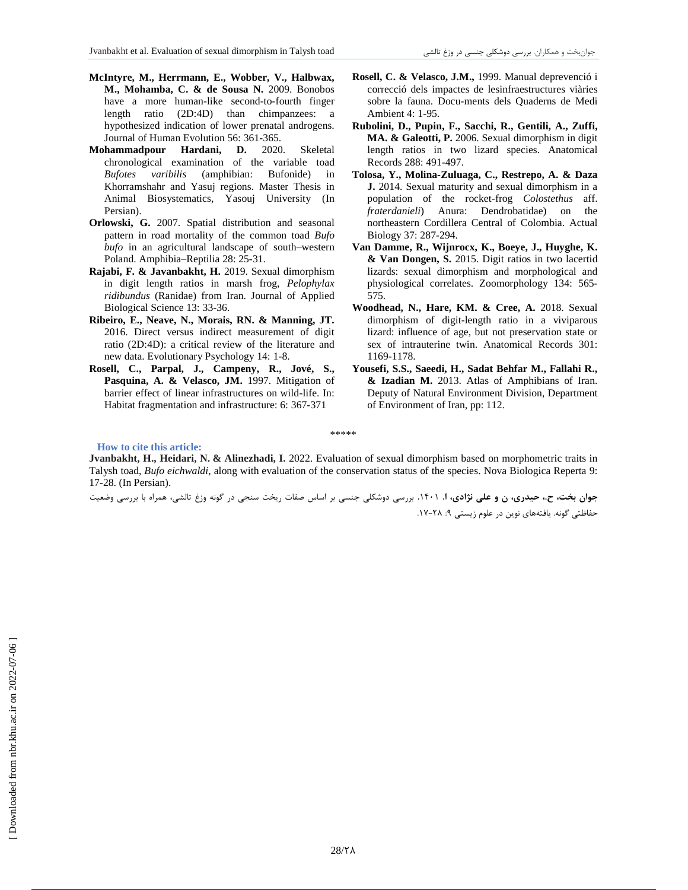**McIntyre, M., Herrmann, E., Wobber, V., Halbwax, M., Mohamba, C. & de Sousa N.** 2009. Bonobos have a more human-like second-to-fourth finger length ratio (2D:4D) than chimpanzees: a hypothesized indication of lower prenatal androgens. Journal of Human Evolution 56: 361-365.

**Mohammadpour Hardani, D.** 2020. Skeletal chronological examination of the variable toad *Bufotes varibilis* (amphibian: Bufonide) in Khorramshahr and Yasuj regions. Master Thesis in Animal Biosystematics, Yasouj University (In Persian).

**Orlowski, G.** 2007. Spatial distribution and seasonal pattern in road mortality of the common toad *Bufo bufo* in an agricultural landscape of south–western Poland. Amphibia–Reptilia 28: 25-31.

**Rajabi, F. & Javanbakht, H.** 2019. Sexual dimorphism in digit length ratios in marsh frog, *Pelophylax ridibundus* (Ranidae) from Iran. Journal of Applied Biological Science 13: 33-36.

**Ribeiro, E., Neave, N., Morais, RN. & Manning, JT.** 2016. Direct versus indirect measurement of digit ratio (2D:4D): a critical review of the literature and new data. Evolutionary Psychology 14: 1-8.

**Rosell, C., Parpal, J., Campeny, R., Jové, S., Pasquina, A. & Velasco, JM.** 1997. Mitigation of barrier effect of linear infrastructures on wild-life. In: Habitat fragmentation and infrastructure: 6: 367-371

**Rosell, C. & Velasco, J.M.,** 1999. Manual deprevenció i correcció dels impactes de lesinfraestructures vià­ries sobre la fauna. Docu-ments dels Quaderns de Medi Ambient 4: 1-95.

**Rubolini, D., Pupin, F., Sacchi, R., Gentili, A., Zuffi, MA. & Galeotti, P.** 2006. Sexual dimorphism in digit length ratios in two lizard species. Anatomical Records 288: 491-497.

**Tolosa, Y., Molina-Zuluaga, C., Restrepo, A. & Daza J.** 2014. Sexual maturity and sexual dimorphism in a population of the rocket-frog *Colostethus* aff. *fraterdanieli*) Anura: Dendrobatidae) on the northeastern Cordillera Central of Colombia. Actual Biology 37: 287-294.

**Van Damme, R., Wijnrocx, K., Boeye, J., Huyghe, K. & Van Dongen, S.** 2015. Digit ratios in two lacertid lizards: sexual dimorphism and morphological and physiological correlates. Zoomorphology 134: 565-575.

**Woodhead, N., Hare, KM. & Cree, A.** 2018. Sexual dimorphism of digit-length ratio in a viviparous lizard: influence of age, but not preservation state or sex of intrauterine twin. Anatomical Records 301: 1169-1178.

**Yousefi, S.S., Saeedi, H., Sadat Behfar M., Fallahi R., & Izadian M.** 2013. Atlas of Amphibians of Iran. Deputy of Natural Environment Division, Department of Environment of Iran, pp: 112.

\*\*\*\*\*

**How to cite this article:**

**Jvanbakht, H., Heidari, N. & Alinezhadi, I.** 2022. Evaluation of sexual dimorphism based on morphometric traits in Talysh toad, *Bufo eichwaldi*, along with evaluation of the conservation status of the species. Nova Biologica Reperta 9: 17-28. (In Persian).

**جوان بخت، ح.، حیدری، ن و علی نژادی، ا.** ۱۴۰۱. بررسی دوشکلی جنسی بر اساس صفات ریخت سنجی در گونه وزغ تالشی، همراه با بررسی وضعیت حفاظتی گونه. یافته‌های نوین در علوم زیستی ۹: ۲۸-۱۷.